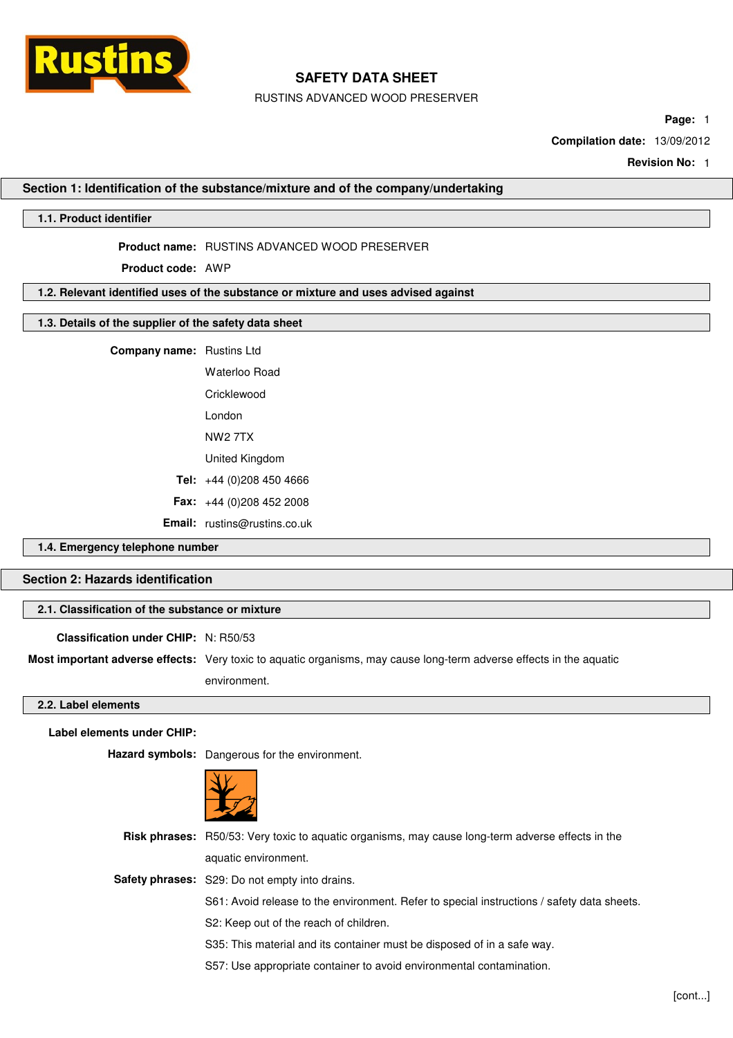# SAFETY DATA SHEET

RUSTINS ADVANCED WOOD PRESERVER

**Page:** 1

**Compilation date:** 13/09/2012

**Revision No:** 1

## Section 1: Identification of the substance/mixture and of the company/undertaking

### 1.1. Product identifier

**Product name:** RUSTINS ADVANCED WOOD PRESERVER

**Product code:** AWP

### 1.2. Relevant identified uses of the substance or mixture and uses advised against

### 1.3. Details of the supplier of the safety data sheet

**Company name:** Rustins Ltd
Waterloo Road
Cricklewood
London
NW2 7TX
United Kingdom

**Tel:** +44 (0)208 450 4666

**Fax:** +44 (0)208 452 2008

**Email:** rustins@rustins.co.uk

### 1.4. Emergency telephone number

## Section 2: Hazards identification

### 2.1. Classification of the substance or mixture

**Classification under CHIP:** N: R50/53

**Most important adverse effects:** Very toxic to aquatic organisms, may cause long-term adverse effects in the aquatic environment.

### 2.2. Label elements

**Label elements under CHIP:**

**Hazard symbols:** Dangerous for the environment.

**Risk phrases:** R50/53: Very toxic to aquatic organisms, may cause long-term adverse effects in the aquatic environment.

**Safety phrases:** S29: Do not empty into drains.

S61: Avoid release to the environment. Refer to special instructions / safety data sheets.

S2: Keep out of the reach of children.

S35: This material and its container must be disposed of in a safe way.

S57: Use appropriate container to avoid environmental contamination.

[cont...]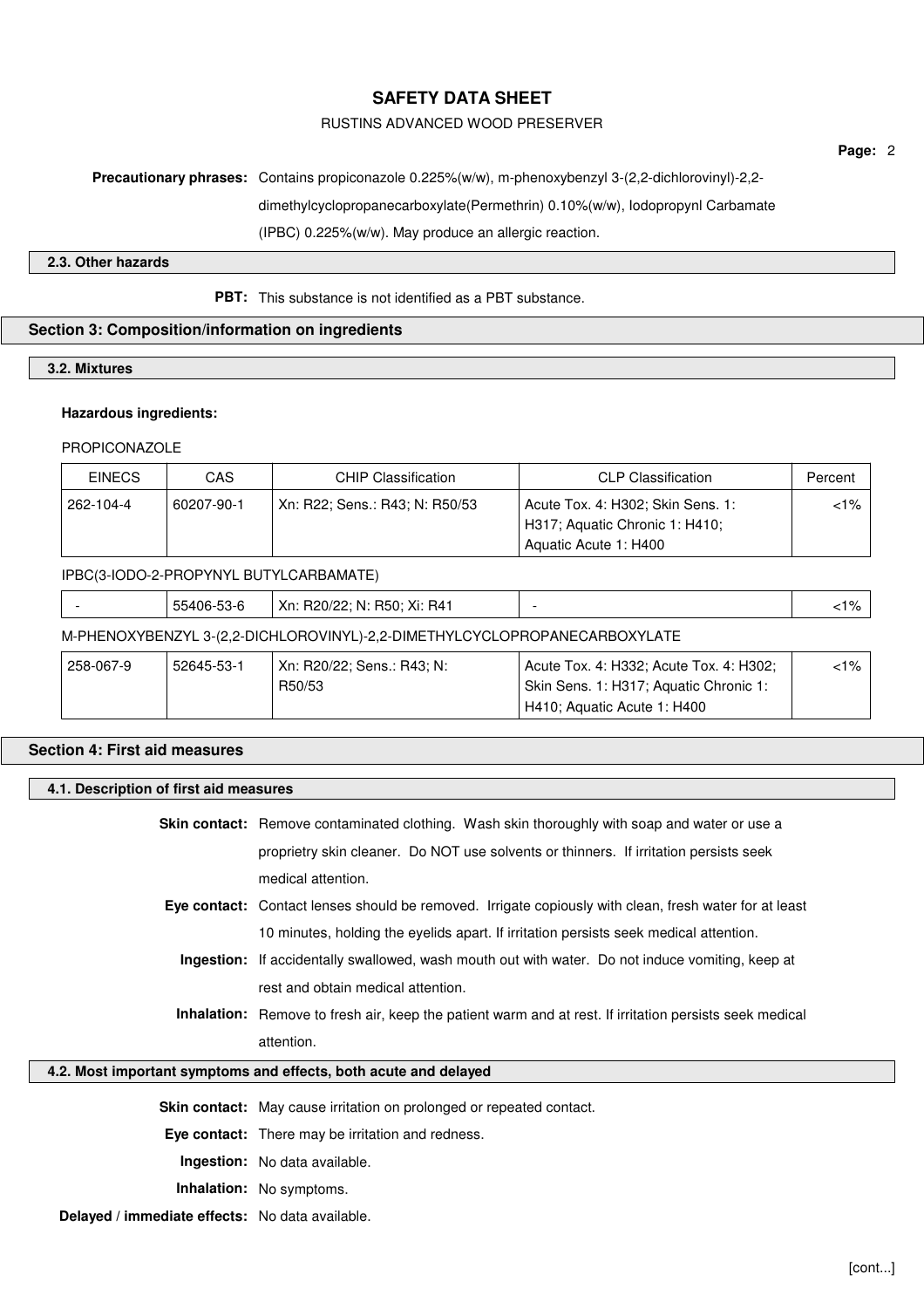**Precautionary phrases:** Contains propiconazole 0.225%(w/w), m-phenoxybenzyl 3-(2,2-dichlorovinyl)-2,2-dimethylcyclopropanecarboxylate(Permethrin) 0.10%(w/w), Iodopropynl Carbamate (IPBC) 0.225%(w/w). May produce an allergic reaction.

### 2.3. Other hazards

**PBT:** This substance is not identified as a PBT substance.

## Section 3: Composition/information on ingredients

### 3.2. Mixtures

**Hazardous ingredients:**

PROPICONAZOLE

| EINECS | CAS | CHIP Classification | CLP Classification | Percent |
|---|---|---|---|---|
| 262-104-4 | 60207-90-1 | Xn: R22; Sens.: R43; N: R50/53 | Acute Tox. 4: H302; Skin Sens. 1: H317; Aquatic Chronic 1: H410; Aquatic Acute 1: H400 | <1% |

IPBC(3-IODO-2-PROPYNYL BUTYLCARBAMATE)

| EINECS | CAS | CHIP Classification | CLP Classification | Percent |
|---|---|---|---|---|
| - | 55406-53-6 | Xn: R20/22; N: R50; Xi: R41 | - | <1% |

M-PHENOXYBENZYL 3-(2,2-DICHLOROVINYL)-2,2-DIMETHYLCYCLOPROPANECARBOXYLATE

| EINECS | CAS | CHIP Classification | CLP Classification | Percent |
|---|---|---|---|---|
| 258-067-9 | 52645-53-1 | Xn: R20/22; Sens.: R43; N: R50/53 | Acute Tox. 4: H332; Acute Tox. 4: H302; Skin Sens. 1: H317; Aquatic Chronic 1: H410; Aquatic Acute 1: H400 | <1% |

## Section 4: First aid measures

### 4.1. Description of first aid measures

**Skin contact:** Remove contaminated clothing. Wash skin thoroughly with soap and water or use a proprietry skin cleaner. Do NOT use solvents or thinners. If irritation persists seek medical attention.

**Eye contact:** Contact lenses should be removed. Irrigate copiously with clean, fresh water for at least 10 minutes, holding the eyelids apart. If irritation persists seek medical attention.

**Ingestion:** If accidentally swallowed, wash mouth out with water. Do not induce vomiting, keep at rest and obtain medical attention.

**Inhalation:** Remove to fresh air, keep the patient warm and at rest. If irritation persists seek medical attention.

### 4.2. Most important symptoms and effects, both acute and delayed

**Skin contact:** May cause irritation on prolonged or repeated contact.

**Eye contact:** There may be irritation and redness.

**Ingestion:** No data available.

**Inhalation:** No symptoms.

**Delayed / immediate effects:** No data available.

[cont...]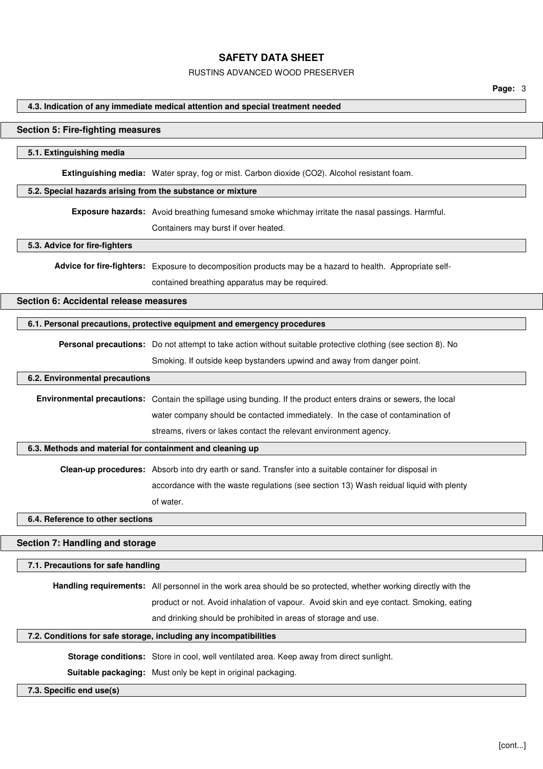### 4.3. Indication of any immediate medical attention and special treatment needed

## Section 5: Fire-fighting measures

### 5.1. Extinguishing media

**Extinguishing media:** Water spray, fog or mist. Carbon dioxide ($CO_2$). Alcohol resistant foam.

### 5.2. Special hazards arising from the substance or mixture

**Exposure hazards:** Avoid breathing fumesand smoke whichmay irritate the nasal passings. Harmful. Containers may burst if over heated.

### 5.3. Advice for fire-fighters

**Advice for fire-fighters:** Exposure to decomposition products may be a hazard to health. Appropriate self-contained breathing apparatus may be required.

## Section 6: Accidental release measures

### 6.1. Personal precautions, protective equipment and emergency procedures

**Personal precautions:** Do not attempt to take action without suitable protective clothing (see section 8). No Smoking. If outside keep bystanders upwind and away from danger point.

### 6.2. Environmental precautions

**Environmental precautions:** Contain the spillage using bunding. If the product enters drains or sewers, the local water company should be contacted immediately. In the case of contamination of streams, rivers or lakes contact the relevant environment agency.

### 6.3. Methods and material for containment and cleaning up

**Clean-up procedures:** Absorb into dry earth or sand. Transfer into a suitable container for disposal in accordance with the waste regulations (see section 13) Wash reidual liquid with plenty of water.

### 6.4. Reference to other sections

## Section 7: Handling and storage

### 7.1. Precautions for safe handling

**Handling requirements:** All personnel in the work area should be so protected, whether working directly with the product or not. Avoid inhalation of vapour. Avoid skin and eye contact. Smoking, eating and drinking should be prohibited in areas of storage and use.

### 7.2. Conditions for safe storage, including any incompatibilities

**Storage conditions:** Store in cool, well ventilated area. Keep away from direct sunlight.

**Suitable packaging:** Must only be kept in original packaging.

### 7.3. Specific end use(s)

[cont...]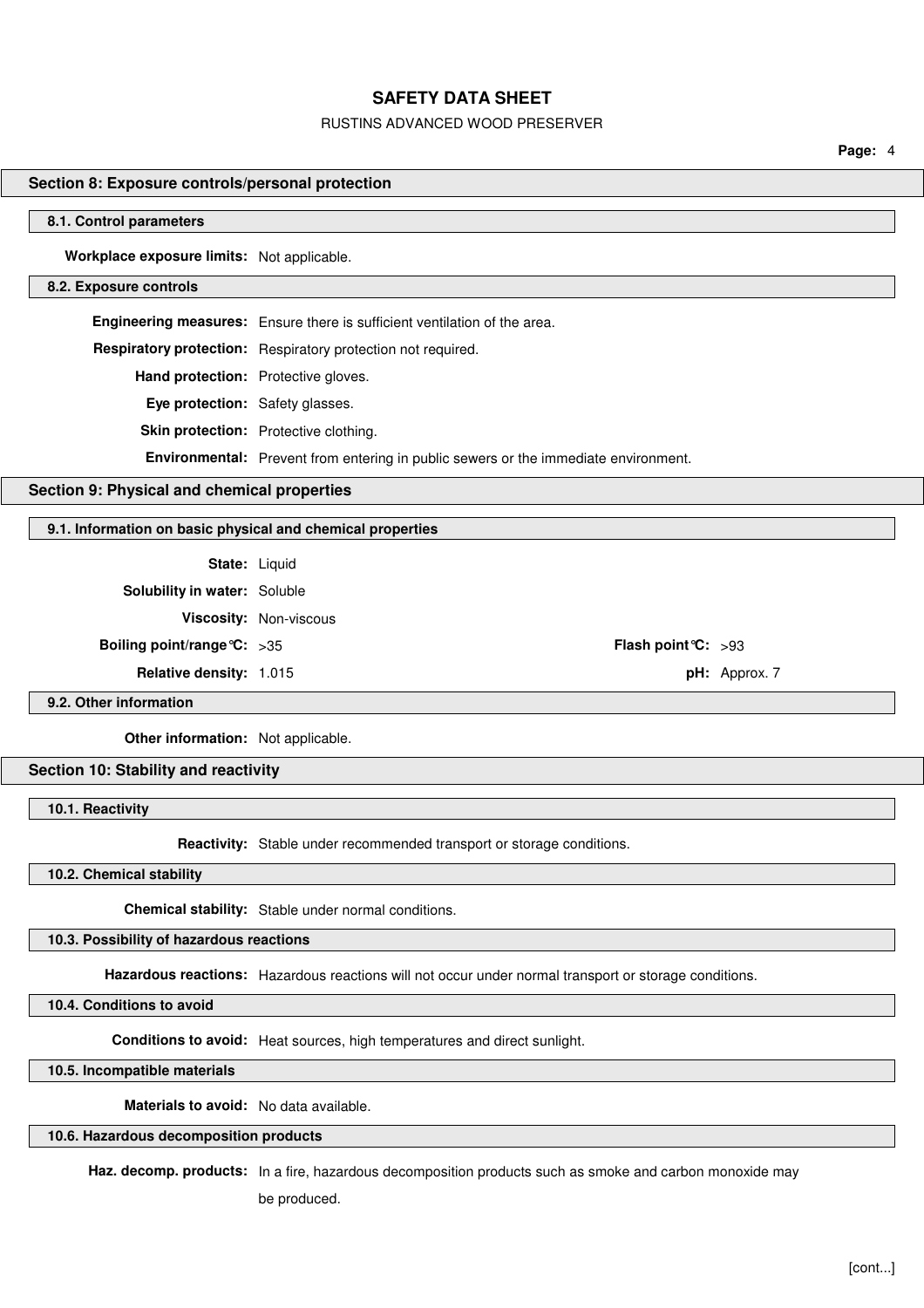## Section 8: Exposure controls/personal protection

### 8.1. Control parameters

**Workplace exposure limits:** Not applicable.

### 8.2. Exposure controls

**Engineering measures:** Ensure there is sufficient ventilation of the area.

**Respiratory protection:** Respiratory protection not required.

**Hand protection:** Protective gloves.

**Eye protection:** Safety glasses.

**Skin protection:** Protective clothing.

**Environmental:** Prevent from entering in public sewers or the immediate environment.

## Section 9: Physical and chemical properties

### 9.1. Information on basic physical and chemical properties

**State:** Liquid

**Solubility in water:** Soluble

**Viscosity:** Non-viscous

**Boiling point/range°C:** >35 | **Flash point°C:** >93

**Relative density:** 1.015 | **pH:** Approx. 7

### 9.2. Other information

**Other information:** Not applicable.

## Section 10: Stability and reactivity

### 10.1. Reactivity

**Reactivity:** Stable under recommended transport or storage conditions.

### 10.2. Chemical stability

**Chemical stability:** Stable under normal conditions.

### 10.3. Possibility of hazardous reactions

**Hazardous reactions:** Hazardous reactions will not occur under normal transport or storage conditions.

### 10.4. Conditions to avoid

**Conditions to avoid:** Heat sources, high temperatures and direct sunlight.

### 10.5. Incompatible materials

**Materials to avoid:** No data available.

### 10.6. Hazardous decomposition products

**Haz. decomp. products:** In a fire, hazardous decomposition products such as smoke and carbon monoxide may be produced.

[cont...]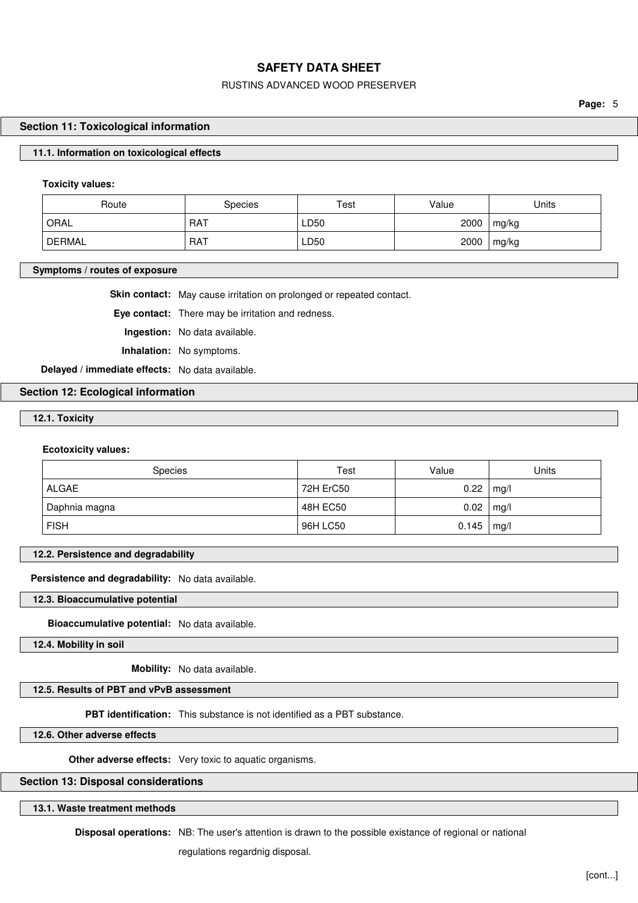## Section 11: Toxicological information

### 11.1. Information on toxicological effects

**Toxicity values:**

| Route | Species | Test | Value | Units |
|---|---|---|---|---|
| ORAL | RAT | LD50 | 2000 | mg/kg |
| DERMAL | RAT | LD50 | 2000 | mg/kg |

### Symptoms / routes of exposure

**Skin contact:** May cause irritation on prolonged or repeated contact.

**Eye contact:** There may be irritation and redness.

**Ingestion:** No data available.

**Inhalation:** No symptoms.

**Delayed / immediate effects:** No data available.

## Section 12: Ecological information

### 12.1. Toxicity

**Ecotoxicity values:**

| Species | Test | Value | Units |
|---|---|---|---|
| ALGAE | 72H ErC50 | 0.22 | mg/l |
| Daphnia magna | 48H EC50 | 0.02 | mg/l |
| FISH | 96H LC50 | 0.145 | mg/l |

### 12.2. Persistence and degradability

**Persistence and degradability:** No data available.

### 12.3. Bioaccumulative potential

**Bioaccumulative potential:** No data available.

### 12.4. Mobility in soil

**Mobility:** No data available.

### 12.5. Results of PBT and vPvB assessment

**PBT identification:** This substance is not identified as a PBT substance.

### 12.6. Other adverse effects

**Other adverse effects:** Very toxic to aquatic organisms.

## Section 13: Disposal considerations

### 13.1. Waste treatment methods

**Disposal operations:** NB: The user's attention is drawn to the possible existance of regional or national regulations regardnig disposal.

[cont...]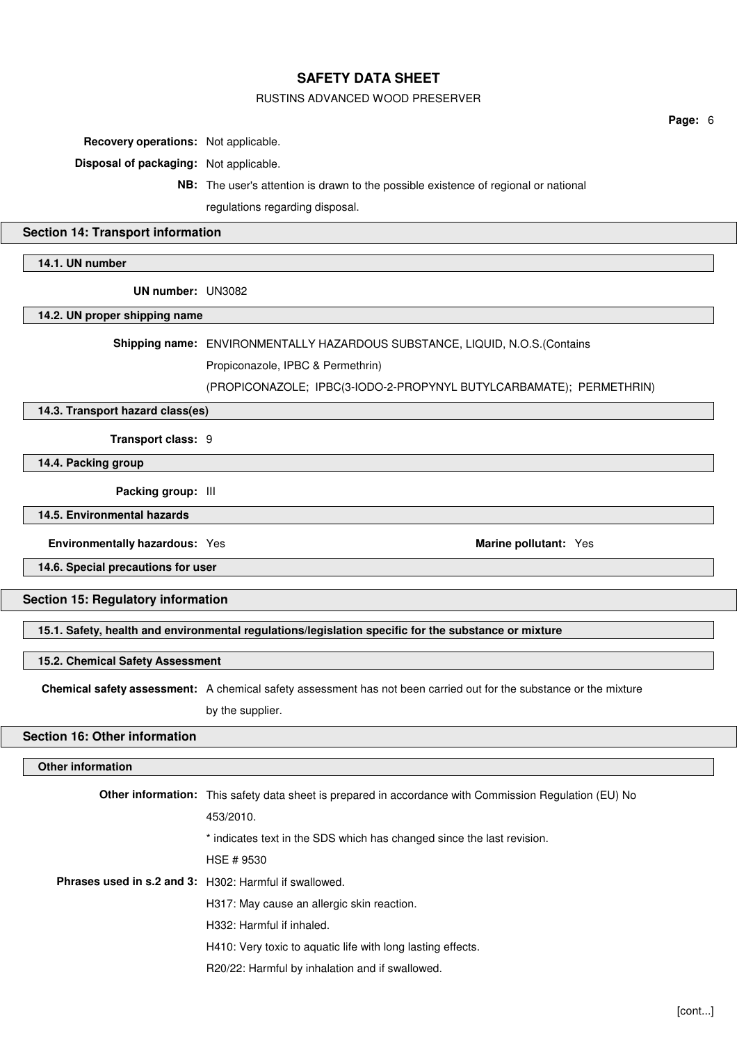**Recovery operations:** Not applicable.

**Disposal of packaging:** Not applicable.

**NB:** The user's attention is drawn to the possible existence of regional or national regulations regarding disposal.

## Section 14: Transport information

### 14.1. UN number

**UN number:** UN3082

### 14.2. UN proper shipping name

**Shipping name:** ENVIRONMENTALLY HAZARDOUS SUBSTANCE, LIQUID, N.O.S.(Contains Propiconazole, IPBC & Permethrin)
(PROPICONAZOLE; IPBC(3-IODO-2-PROPYNYL BUTYLCARBAMATE); PERMETHRIN)

### 14.3. Transport hazard class(es)

**Transport class:** 9

### 14.4. Packing group

**Packing group:** III

### 14.5. Environmental hazards

**Environmentally hazardous:** Yes

**Marine pollutant:** Yes

### 14.6. Special precautions for user

## Section 15: Regulatory information

### 15.1. Safety, health and environmental regulations/legislation specific for the substance or mixture

### 15.2. Chemical Safety Assessment

**Chemical safety assessment:** A chemical safety assessment has not been carried out for the substance or the mixture by the supplier.

## Section 16: Other information

### Other information

**Other information:** This safety data sheet is prepared in accordance with Commission Regulation (EU) No 453/2010.
* indicates text in the SDS which has changed since the last revision.
HSE # 9530

**Phrases used in s.2 and 3:** H302: Harmful if swallowed.
H317: May cause an allergic skin reaction.
H332: Harmful if inhaled.
H410: Very toxic to aquatic life with long lasting effects.
R20/22: Harmful by inhalation and if swallowed.

[cont...]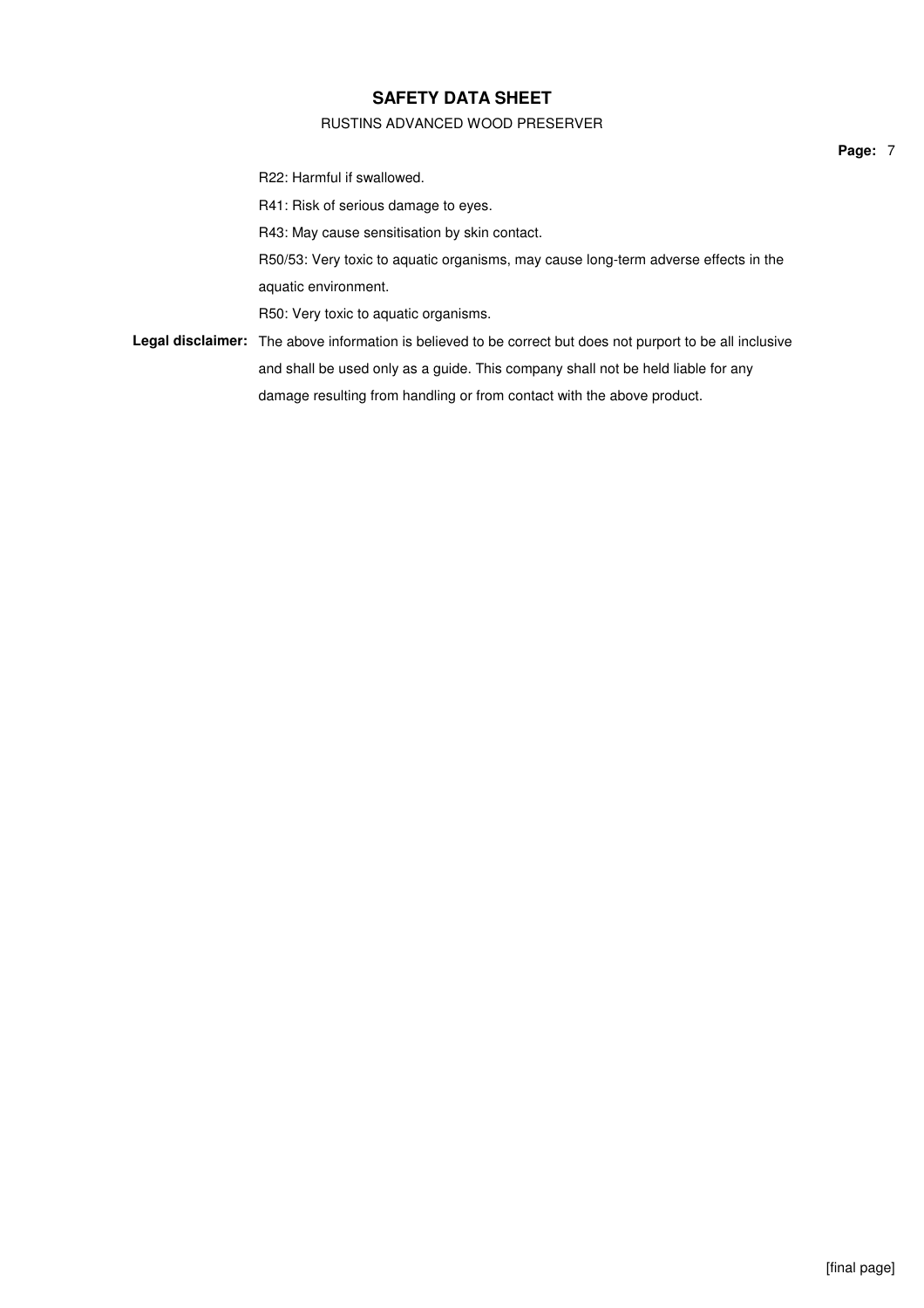R22: Harmful if swallowed.

R41: Risk of serious damage to eyes.

R43: May cause sensitisation by skin contact.

R50/53: Very toxic to aquatic organisms, may cause long-term adverse effects in the aquatic environment.

R50: Very toxic to aquatic organisms.

**Legal disclaimer:** The above information is believed to be correct but does not purport to be all inclusive and shall be used only as a guide. This company shall not be held liable for any damage resulting from handling or from contact with the above product.

[final page]